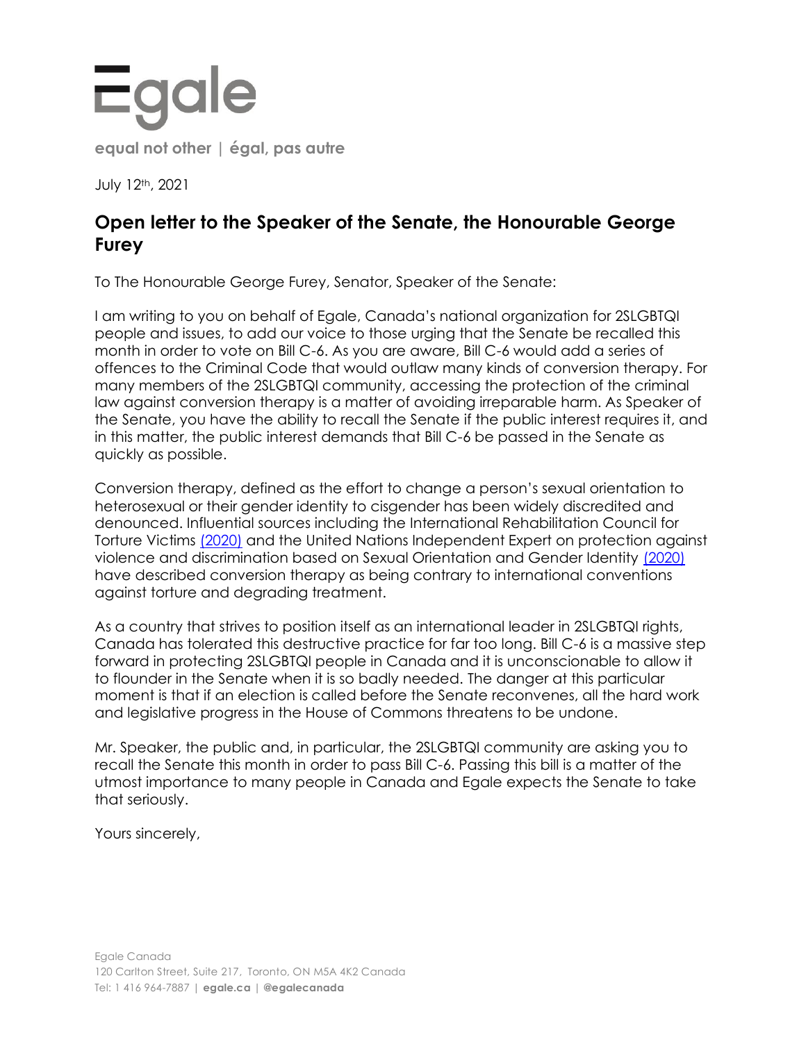Egale

equal not other | égal, pas autre

July 12th, 2021

## Open letter to the Speaker of the Senate, the Honourable George Furey

To The Honourable George Furey, Senator, Speaker of the Senate:

I am writing to you on behalf of Egale, Canada's national organization for 2SLGBTQI people and issues, to add our voice to those urging that the Senate be recalled this month in order to vote on Bill C-6. As you are aware, Bill C-6 would add a series of offences to the Criminal Code that would outlaw many kinds of conversion therapy. For many members of the 2SLGBTQI community, accessing the protection of the criminal law against conversion therapy is a matter of avoiding irreparable harm. As Speaker of the Senate, you have the ability to recall the Senate if the public interest requires it, and in this matter, the public interest demands that Bill C-6 be passed in the Senate as quickly as possible.

Conversion therapy, defined as the effort to change a person's sexual orientation to heterosexual or their gender identity to cisgender has been widely discredited and denounced. Influential sources including the International Rehabilitation Council for Torture Victims (2020) and the United Nations Independent Expert on protection against violence and discrimination based on Sexual Orientation and Gender Identity (2020) have described conversion therapy as being contrary to international conventions against torture and degrading treatment.

As a country that strives to position itself as an international leader in 2SLGBTQI rights, Canada has tolerated this destructive practice for far too long. Bill C-6 is a massive step forward in protecting 2SLGBTQI people in Canada and it is unconscionable to allow it to flounder in the Senate when it is so badly needed. The danger at this particular moment is that if an election is called before the Senate reconvenes, all the hard work and legislative progress in the House of Commons threatens to be undone.

Mr. Speaker, the public and, in particular, the 2SLGBTQI community are asking you to recall the Senate this month in order to pass Bill C-6. Passing this bill is a matter of the utmost importance to many people in Canada and Egale expects the Senate to take that seriously.

Yours sincerely,

Egale Canada
120 Carlton Street, Suite 217, Toronto, ON M5A 4K2 Canada
Tel: 1 416 964-7887 | **egale.ca** | **@egalecanada**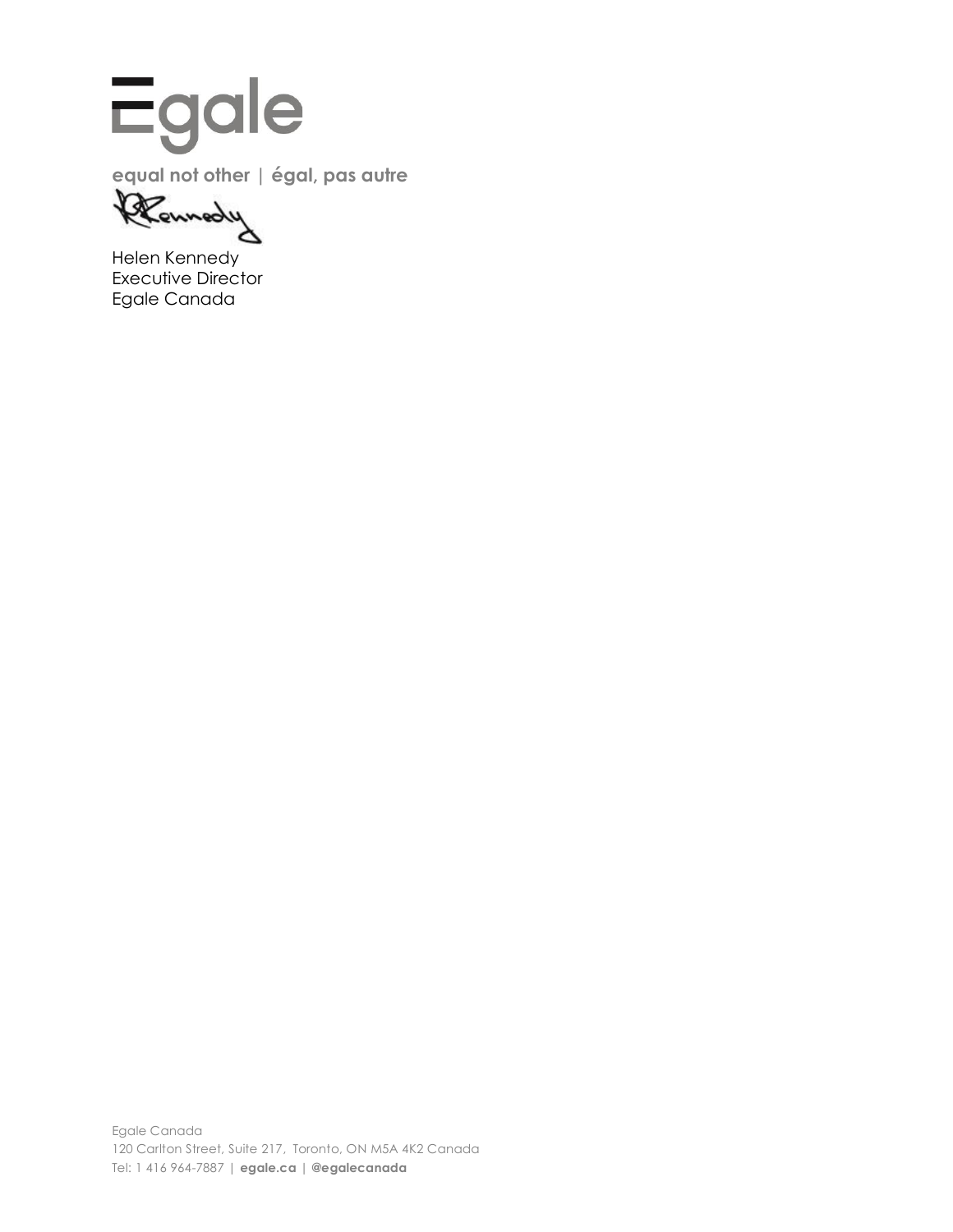Egale

equal not other | égal, pas autre

Helen Kennedy
Executive Director
Egale Canada

Egale Canada
120 Carlton Street, Suite 217, Toronto, ON M5A 4K2 Canada
Tel: 1 416 964-7887 | **egale.ca** | **@egalecanada**